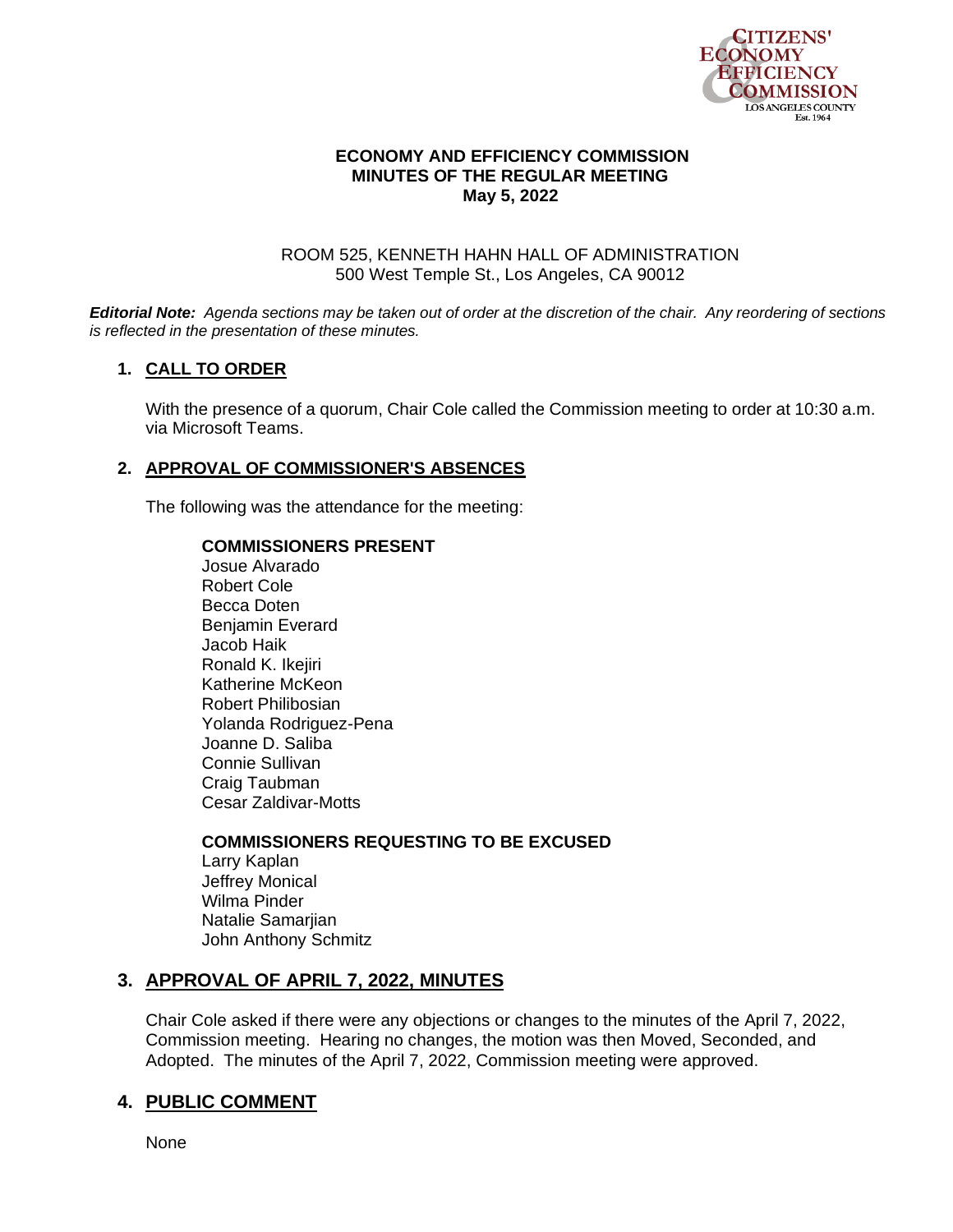**CITIZENS' ECONOMY & EFFICIENCY COMMISSION**
LOS ANGELES COUNTY
Est. 1964

# ECONOMY AND EFFICIENCY COMMISSION
## MINUTES OF THE REGULAR MEETING
### May 5, 2022

ROOM 525, KENNETH HAHN HALL OF ADMINISTRATION
500 West Temple St., Los Angeles, CA 90012

***Editorial Note:*** *Agenda sections may be taken out of order at the discretion of the chair. Any reordering of sections is reflected in the presentation of these minutes.*

## 1. CALL TO ORDER

With the presence of a quorum, Chair Cole called the Commission meeting to order at 10:30 a.m. via Microsoft Teams.

## 2. APPROVAL OF COMMISSIONER'S ABSENCES

The following was the attendance for the meeting:

**COMMISSIONERS PRESENT**

Josue Alvarado
Robert Cole
Becca Doten
Benjamin Everard
Jacob Haik
Ronald K. Ikejiri
Katherine McKeon
Robert Philibosian
Yolanda Rodriguez-Pena
Joanne D. Saliba
Connie Sullivan
Craig Taubman
Cesar Zaldivar-Motts

**COMMISSIONERS REQUESTING TO BE EXCUSED**

Larry Kaplan
Jeffrey Monical
Wilma Pinder
Natalie Samarjian
John Anthony Schmitz

## 3. APPROVAL OF APRIL 7, 2022, MINUTES

Chair Cole asked if there were any objections or changes to the minutes of the April 7, 2022, Commission meeting. Hearing no changes, the motion was then Moved, Seconded, and Adopted. The minutes of the April 7, 2022, Commission meeting were approved.

## 4. PUBLIC COMMENT

None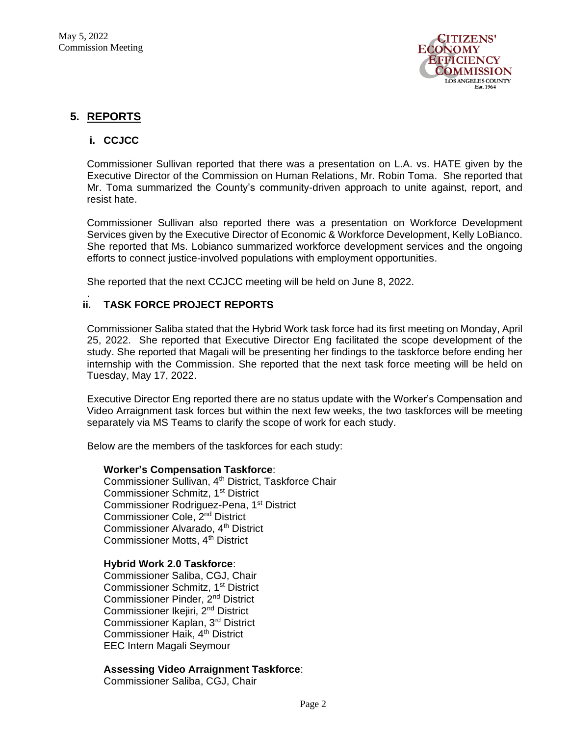## 5. REPORTS

### i. CCJCC

Commissioner Sullivan reported that there was a presentation on L.A. vs. HATE given by the Executive Director of the Commission on Human Relations, Mr. Robin Toma. She reported that Mr. Toma summarized the County's community-driven approach to unite against, report, and resist hate.

Commissioner Sullivan also reported there was a presentation on Workforce Development Services given by the Executive Director of Economic & Workforce Development, Kelly LoBianco. She reported that Ms. Lobianco summarized workforce development services and the ongoing efforts to connect justice-involved populations with employment opportunities.

She reported that the next CCJCC meeting will be held on June 8, 2022.

### ii. TASK FORCE PROJECT REPORTS

Commissioner Saliba stated that the Hybrid Work task force had its first meeting on Monday, April 25, 2022. She reported that Executive Director Eng facilitated the scope development of the study. She reported that Magali will be presenting her findings to the taskforce before ending her internship with the Commission. She reported that the next task force meeting will be held on Tuesday, May 17, 2022.

Executive Director Eng reported there are no status update with the Worker's Compensation and Video Arraignment task forces but within the next few weeks, the two taskforces will be meeting separately via MS Teams to clarify the scope of work for each study.

Below are the members of the taskforces for each study:

**Worker's Compensation Taskforce**:
Commissioner Sullivan, 4th District, Taskforce Chair
Commissioner Schmitz, 1st District
Commissioner Rodriguez-Pena, 1st District
Commissioner Cole, 2nd District
Commissioner Alvarado, 4th District
Commissioner Motts, 4th District

**Hybrid Work 2.0 Taskforce**:
Commissioner Saliba, CGJ, Chair
Commissioner Schmitz, 1st District
Commissioner Pinder, 2nd District
Commissioner Ikejiri, 2nd District
Commissioner Kaplan, 3rd District
Commissioner Haik, 4th District
EEC Intern Magali Seymour

**Assessing Video Arraignment Taskforce**:
Commissioner Saliba, CGJ, Chair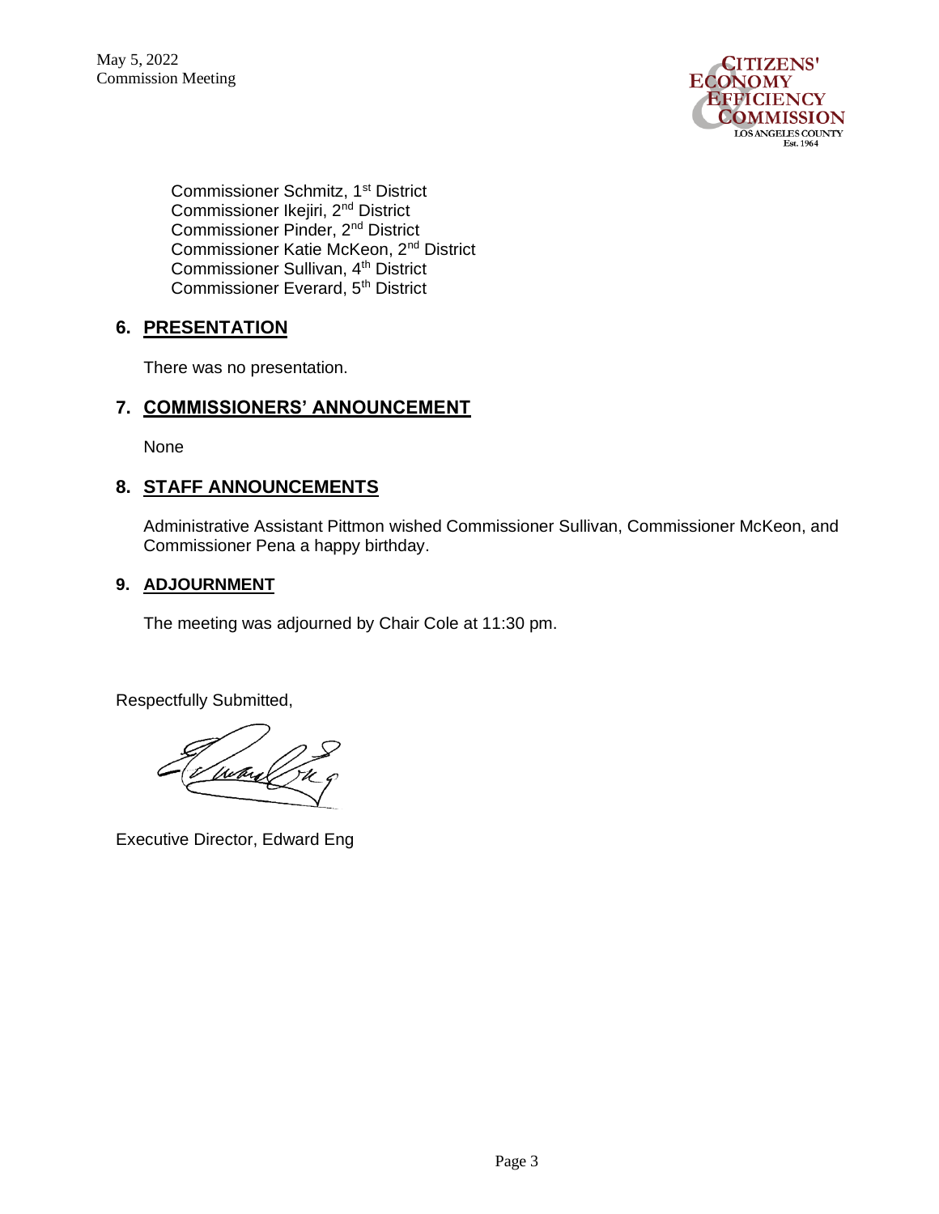Commissioner Schmitz, 1st District
Commissioner Ikejiri, 2nd District
Commissioner Pinder, 2nd District
Commissioner Katie McKeon, 2nd District
Commissioner Sullivan, 4th District
Commissioner Everard, 5th District

## 6. PRESENTATION

There was no presentation.

## 7. COMMISSIONERS' ANNOUNCEMENT

None

## 8. STAFF ANNOUNCEMENTS

Administrative Assistant Pittmon wished Commissioner Sullivan, Commissioner McKeon, and Commissioner Pena a happy birthday.

## 9. ADJOURNMENT

The meeting was adjourned by Chair Cole at 11:30 pm.

Respectfully Submitted,

Executive Director, Edward Eng